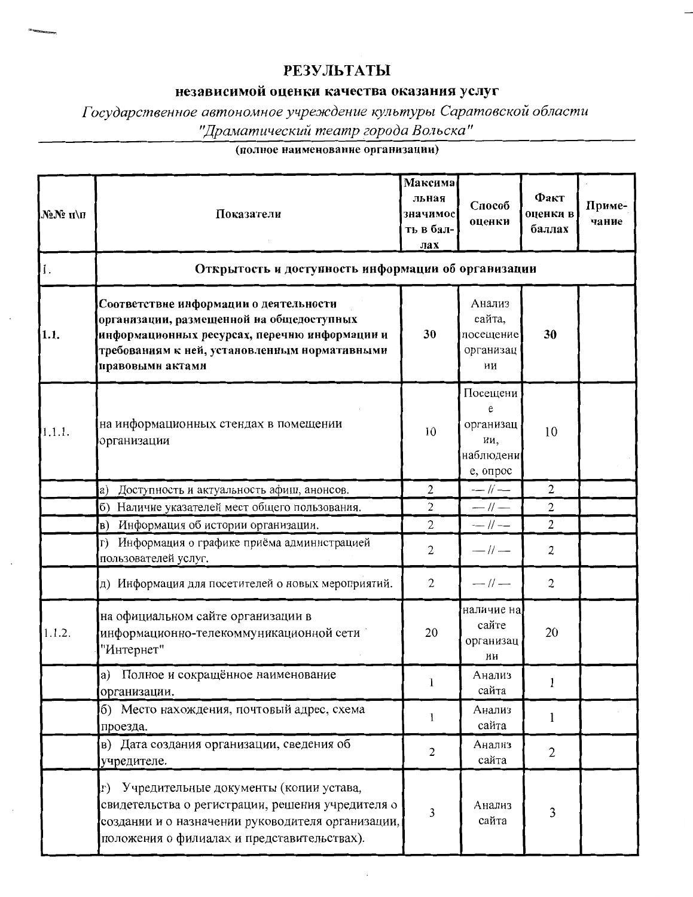# РЕЗУЛЬТАТЫ

## независимой оценки качества оказания услуг

*Государственное автономное учреждение культуры Саратовской области "Драматический театр города Вольска"*

**(полное наименование организации)**

| №№ п\п | Показатели | Максимальная значимость в баллах | Способ оценки | Факт оценки в баллах | Примечание |
|---|---|---|---|---|---|
| 1. | **Открытость и доступность информации об организации** | | | | |
| 1.1. | **Соответствие информации о деятельности организации, размещенной на общедоступных информационных ресурсах, перечню информации и требованиям к ней, установленным нормативными правовыми актами** | **30** | Анализ сайта, посещение организации | **30** | |
| 1.1.1. | на информационных стендах в помещении организации | 10 | Посещение организации, наблюдение, опрос | 10 | |
| | а) Доступность и актуальность афиш, анонсов. | 2 | — // — | 2 | |
| | б) Наличие указателей мест общего пользования. | 2 | — // — | 2 | |
| | в) Информация об истории организации. | 2 | — // — | 2 | |
| | г) Информация о графике приёма администрацией пользователей услуг. | 2 | — // — | 2 | |
| | д) Информация для посетителей о новых мероприятий. | 2 | — // — | 2 | |
| 1.1.2. | на официальном сайте организации в информационно-телекоммуникационной сети "Интернет" | 20 | наличие на сайте организации | 20 | |
| | а) Полное и сокращённое наименование организации. | 1 | Анализ сайта | 1 | |
| | б) Место нахождения, почтовый адрес, схема проезда. | 1 | Анализ сайта | 1 | |
| | в) Дата создания организации, сведения об учредителе. | 2 | Анализ сайта | 2 | |
| | г) Учредительные документы (копии устава, свидетельства о регистрации, решения учредителя о создании и о назначении руководителя организации, положения о филиалах и представительствах). | 3 | Анализ сайта | 3 | |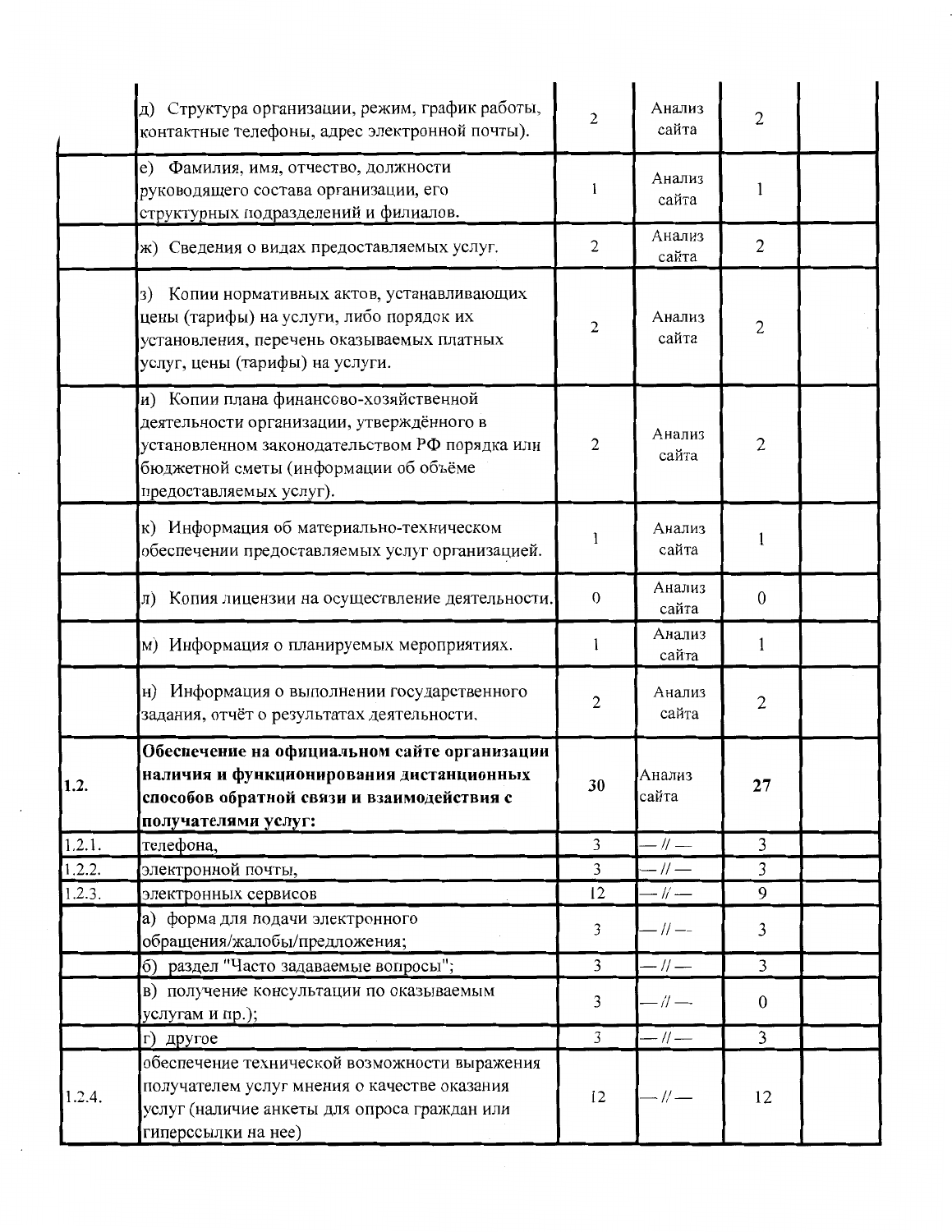| | | | | | |
|---|---|---|---|---|---|
| | д) Структура организации, режим, график работы, контактные телефоны, адрес электронной почты). | 2 | Анализ сайта | 2 | |
| | е) Фамилия, имя, отчество, должности руководящего состава организации, его структурных подразделений и филиалов. | 1 | Анализ сайта | 1 | |
| | ж) Сведения о видах предоставляемых услуг. | 2 | Анализ сайта | 2 | |
| | з) Копии нормативных актов, устанавливающих цены (тарифы) на услуги, либо порядок их установления, перечень оказываемых платных услуг, цены (тарифы) на услуги. | 2 | Анализ сайта | 2 | |
| | и) Копии плана финансово-хозяйственной деятельности организации, утверждённого в установленном законодательством РФ порядка или бюджетной сметы (информации об объёме предоставляемых услуг). | 2 | Анализ сайта | 2 | |
| | к) Информация об материально-техническом обеспечении предоставляемых услуг организацией. | 1 | Анализ сайта | 1 | |
| | л) Копия лицензии на осуществление деятельности. | 0 | Анализ сайта | 0 | |
| | м) Информация о планируемых мероприятиях. | 1 | Анализ сайта | 1 | |
| | н) Информация о выполнении государственного задания, отчёт о результатах деятельности. | 2 | Анализ сайта | 2 | |
| **1.2.** | **Обеспечение на официальном сайте организации наличия и функционирования дистанционных способов обратной связи и взаимодействия с получателями услуг:** | **30** | Анализ сайта | **27** | |
| 1.2.1. | телефона, | 3 | — // — | 3 | |
| 1.2.2. | электронной почты, | 3 | — // — | 3 | |
| 1.2.3. | электронных сервисов | 12 | — // — | 9 | |
| | а) форма для подачи электронного обращения/жалобы/предложения; | 3 | — // — | 3 | |
| | б) раздел "Часто задаваемые вопросы"; | 3 | — // — | 3 | |
| | в) получение консультации по оказываемым услугам и пр.); | 3 | — // — | 0 | |
| | г) другое | 3 | — // — | 3 | |
| 1.2.4. | обеспечение технической возможности выражения получателем услуг мнения о качестве оказания услуг (наличие анкеты для опроса граждан или гиперссылки на нее) | 12 | — // — | 12 | |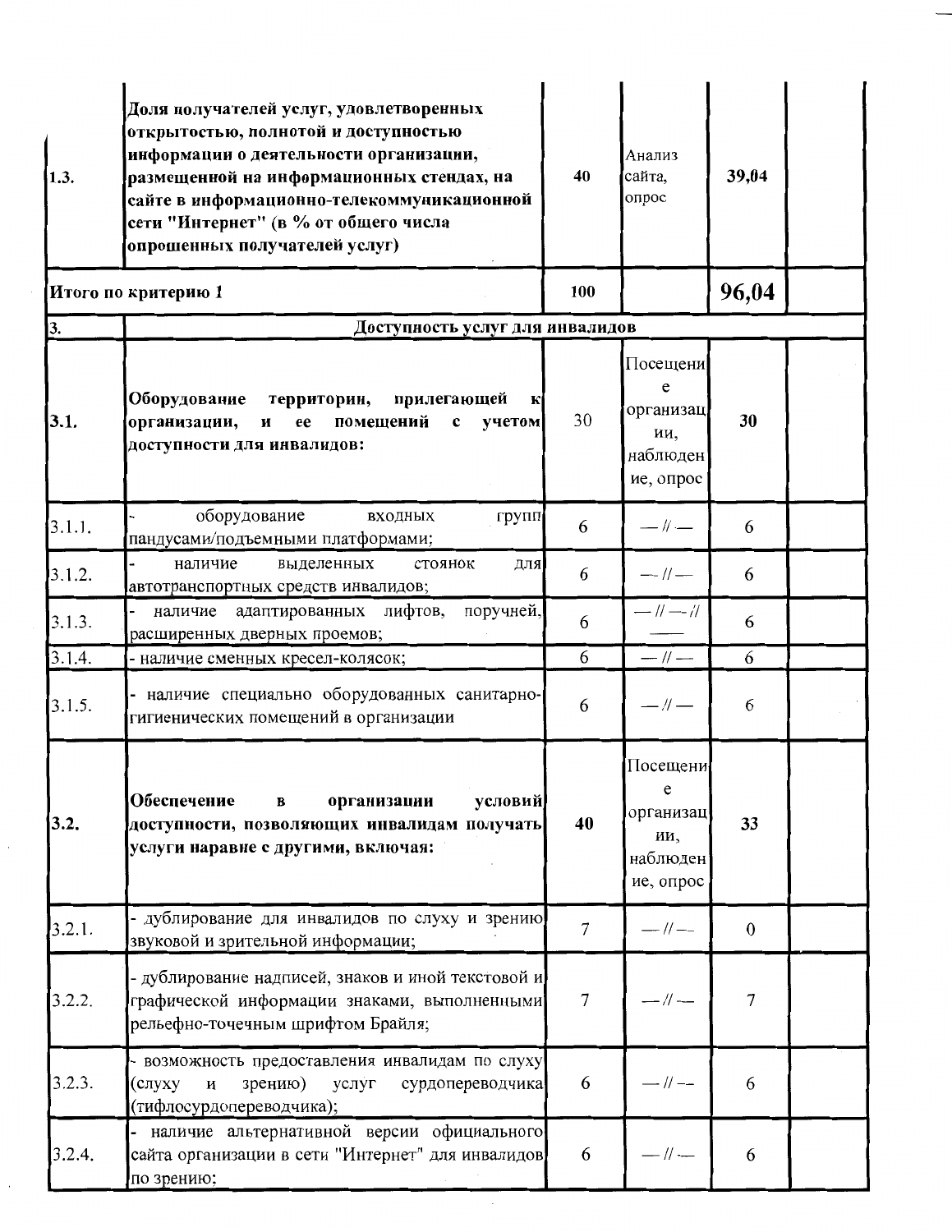| | | | | | |
|---|---|---|---|---|---|
| 1.3. | **Доля получателей услуг, удовлетворенных открытостью, полнотой и доступностью информации о деятельности организации, размещенной на информационных стендах, на сайте в информационно-телекоммуникационной сети "Интернет" (в % от общего числа опрошенных получателей услуг)** | 40 | Анализ сайта, опрос | **39,04** | |
| **Итого по критерию 1** | | **100** | | **96,04** | |
| **3.** | **Доступность услуг для инвалидов** | | | | |
| **3.1.** | **Оборудование территории, прилегающей к организации, и ее помещений с учетом доступности для инвалидов:** | 30 | Посещение организации, наблюдение, опрос | **30** | |
| 3.1.1. | - оборудование входных групп пандусами/подъемными платформами; | 6 | — // — | 6 | |
| 3.1.2. | - наличие выделенных стоянок для автотранспортных средств инвалидов; | 6 | — // — | 6 | |
| 3.1.3. | - наличие адаптированных лифтов, поручней, расширенных дверных проемов; | 6 | — // — // —— | 6 | |
| 3.1.4. | - наличие сменных кресел-колясок; | 6 | — // — | 6 | |
| 3.1.5. | - наличие специально оборудованных санитарно-гигиенических помещений в организации | 6 | — // — | 6 | |
| **3.2.** | **Обеспечение в организации условий доступности, позволяющих инвалидам получать услуги наравне с другими, включая:** | **40** | Посещение организации, наблюдение, опрос | **33** | |
| 3.2.1. | - дублирование для инвалидов по слуху и зрению звуковой и зрительной информации; | 7 | — // — | 0 | |
| 3.2.2. | - дублирование надписей, знаков и иной текстовой и графической информации знаками, выполненными рельефно-точечным шрифтом Брайля; | 7 | — // — | 7 | |
| 3.2.3. | - возможность предоставления инвалидам по слуху (слуху и зрению) услуг сурдопереводчика (тифлосурдопереводчика); | 6 | — // — | 6 | |
| 3.2.4. | - наличие альтернативной версии официального сайта организации в сети "Интернет" для инвалидов по зрению; | 6 | — // — | 6 | |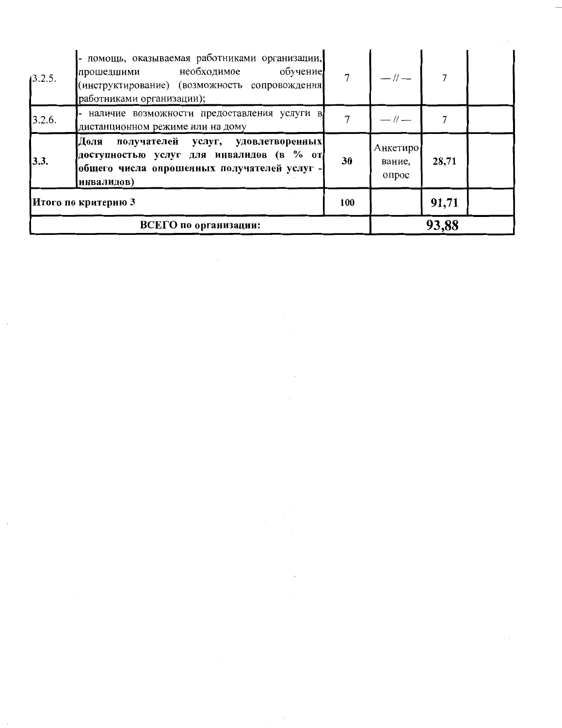| | | | | | |
|---|---|---|---|---|---|
| 3.2.5. | - помощь, оказываемая работниками организации, прошедшими необходимое обучение (инструктирование) (возможность сопровождения работниками организации); | 7 | —//— | 7 | |
| 3.2.6. | - наличие возможности предоставления услуги в дистанционном режиме или на дому | 7 | —//— | 7 | |
| **3.3.** | **Доля получателей услуг, удовлетворенных доступностью услуг для инвалидов (в % от общего числа опрошенных получателей услуг - инвалидов)** | **30** | Анкетирование, опрос | **28,71** | |
| **Итого по критерию 3** | | **100** | | **91,71** | |
| **ВСЕГО по организации:** | | | **93,88** | | |